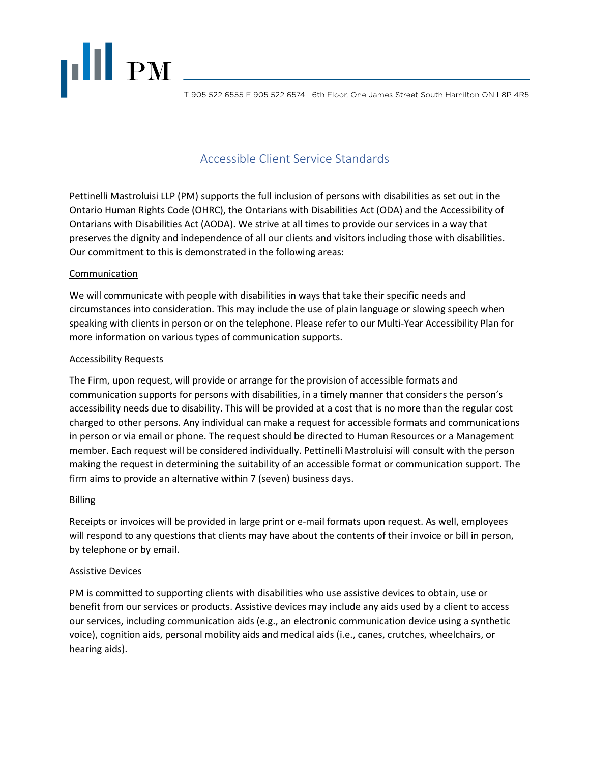PM

T 905 522 6555 F 905 522 6574 6th Floor, One James Street South Hamilton ON L8P 4R5

# Accessible Client Service Standards

Pettinelli Mastroluisi LLP (PM) supports the full inclusion of persons with disabilities as set out in the Ontario Human Rights Code (OHRC), the Ontarians with Disabilities Act (ODA) and the Accessibility of Ontarians with Disabilities Act (AODA). We strive at all times to provide our services in a way that preserves the dignity and independence of all our clients and visitors including those with disabilities. Our commitment to this is demonstrated in the following areas:

## Communication

We will communicate with people with disabilities in ways that take their specific needs and circumstances into consideration. This may include the use of plain language or slowing speech when speaking with clients in person or on the telephone. Please refer to our Multi-Year Accessibility Plan for more information on various types of communication supports.

## Accessibility Requests

The Firm, upon request, will provide or arrange for the provision of accessible formats and communication supports for persons with disabilities, in a timely manner that considers the person's accessibility needs due to disability. This will be provided at a cost that is no more than the regular cost charged to other persons. Any individual can make a request for accessible formats and communications in person or via email or phone. The request should be directed to Human Resources or a Management member. Each request will be considered individually. Pettinelli Mastroluisi will consult with the person making the request in determining the suitability of an accessible format or communication support. The firm aims to provide an alternative within 7 (seven) business days.

## Billing

Receipts or invoices will be provided in large print or e-mail formats upon request. As well, employees will respond to any questions that clients may have about the contents of their invoice or bill in person, by telephone or by email.

## Assistive Devices

PM is committed to supporting clients with disabilities who use assistive devices to obtain, use or benefit from our services or products. Assistive devices may include any aids used by a client to access our services, including communication aids (e.g., an electronic communication device using a synthetic voice), cognition aids, personal mobility aids and medical aids (i.e., canes, crutches, wheelchairs, or hearing aids).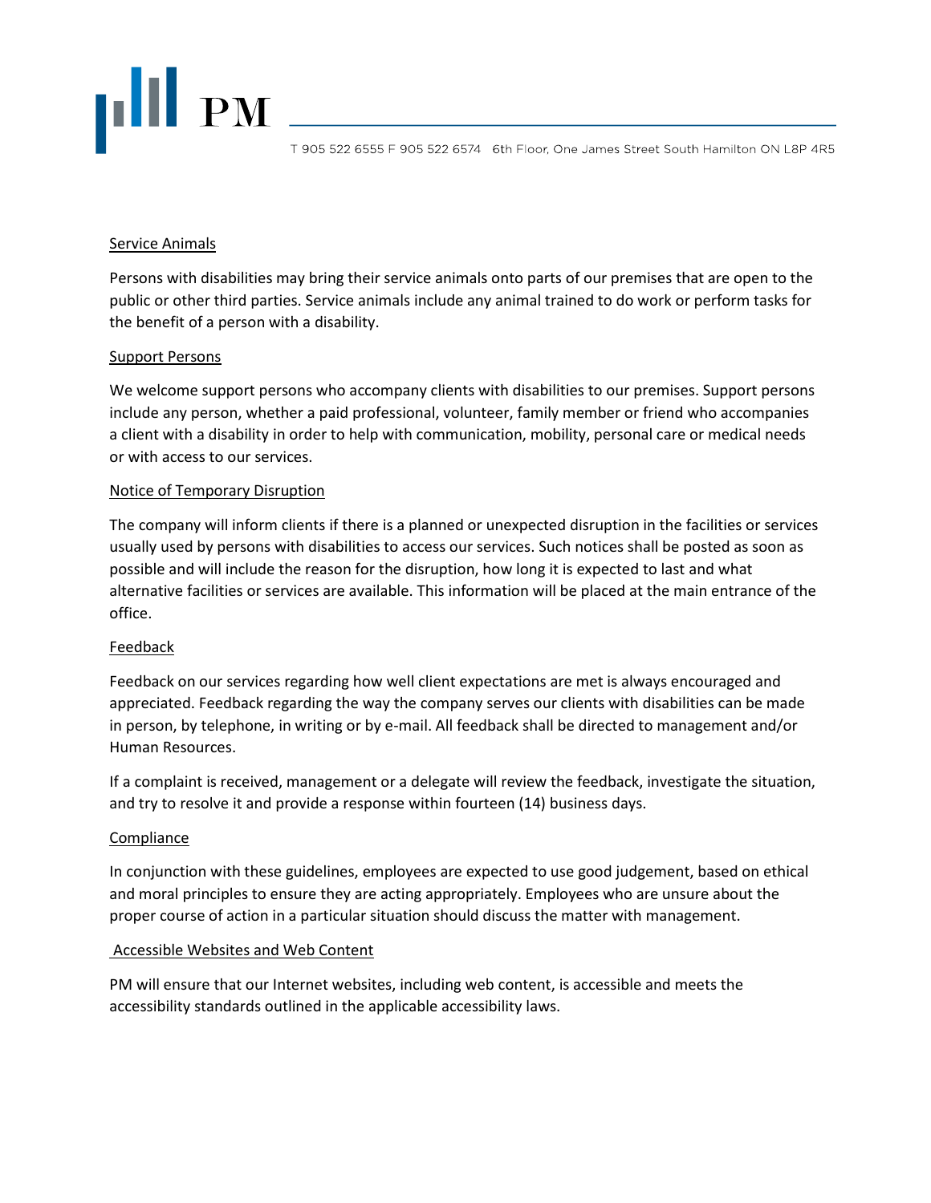## Service Animals

Persons with disabilities may bring their service animals onto parts of our premises that are open to the public or other third parties. Service animals include any animal trained to do work or perform tasks for the benefit of a person with a disability.

## Support Persons

We welcome support persons who accompany clients with disabilities to our premises. Support persons include any person, whether a paid professional, volunteer, family member or friend who accompanies a client with a disability in order to help with communication, mobility, personal care or medical needs or with access to our services.

## Notice of Temporary Disruption

The company will inform clients if there is a planned or unexpected disruption in the facilities or services usually used by persons with disabilities to access our services. Such notices shall be posted as soon as possible and will include the reason for the disruption, how long it is expected to last and what alternative facilities or services are available. This information will be placed at the main entrance of the office.

## Feedback

Feedback on our services regarding how well client expectations are met is always encouraged and appreciated. Feedback regarding the way the company serves our clients with disabilities can be made in person, by telephone, in writing or by e-mail. All feedback shall be directed to management and/or Human Resources.

If a complaint is received, management or a delegate will review the feedback, investigate the situation, and try to resolve it and provide a response within fourteen (14) business days.

## Compliance

In conjunction with these guidelines, employees are expected to use good judgement, based on ethical and moral principles to ensure they are acting appropriately. Employees who are unsure about the proper course of action in a particular situation should discuss the matter with management.

## Accessible Websites and Web Content

PM will ensure that our Internet websites, including web content, is accessible and meets the accessibility standards outlined in the applicable accessibility laws.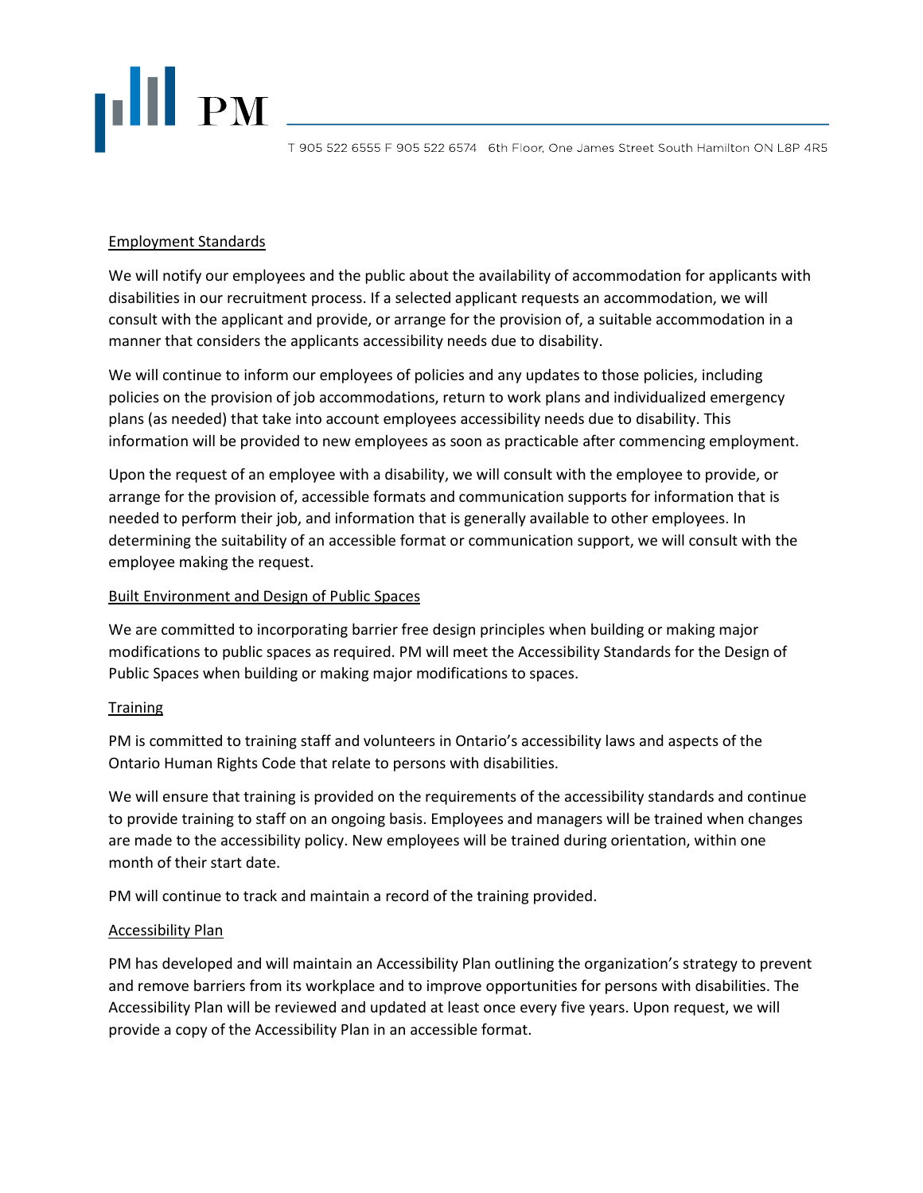## Employment Standards

We will notify our employees and the public about the availability of accommodation for applicants with disabilities in our recruitment process. If a selected applicant requests an accommodation, we will consult with the applicant and provide, or arrange for the provision of, a suitable accommodation in a manner that considers the applicants accessibility needs due to disability.

We will continue to inform our employees of policies and any updates to those policies, including policies on the provision of job accommodations, return to work plans and individualized emergency plans (as needed) that take into account employees accessibility needs due to disability. This information will be provided to new employees as soon as practicable after commencing employment.

Upon the request of an employee with a disability, we will consult with the employee to provide, or arrange for the provision of, accessible formats and communication supports for information that is needed to perform their job, and information that is generally available to other employees. In determining the suitability of an accessible format or communication support, we will consult with the employee making the request.

## Built Environment and Design of Public Spaces

We are committed to incorporating barrier free design principles when building or making major modifications to public spaces as required. PM will meet the Accessibility Standards for the Design of Public Spaces when building or making major modifications to spaces.

## Training

PM is committed to training staff and volunteers in Ontario's accessibility laws and aspects of the Ontario Human Rights Code that relate to persons with disabilities.

We will ensure that training is provided on the requirements of the accessibility standards and continue to provide training to staff on an ongoing basis. Employees and managers will be trained when changes are made to the accessibility policy. New employees will be trained during orientation, within one month of their start date.

PM will continue to track and maintain a record of the training provided.

## Accessibility Plan

PM has developed and will maintain an Accessibility Plan outlining the organization's strategy to prevent and remove barriers from its workplace and to improve opportunities for persons with disabilities. The Accessibility Plan will be reviewed and updated at least once every five years. Upon request, we will provide a copy of the Accessibility Plan in an accessible format.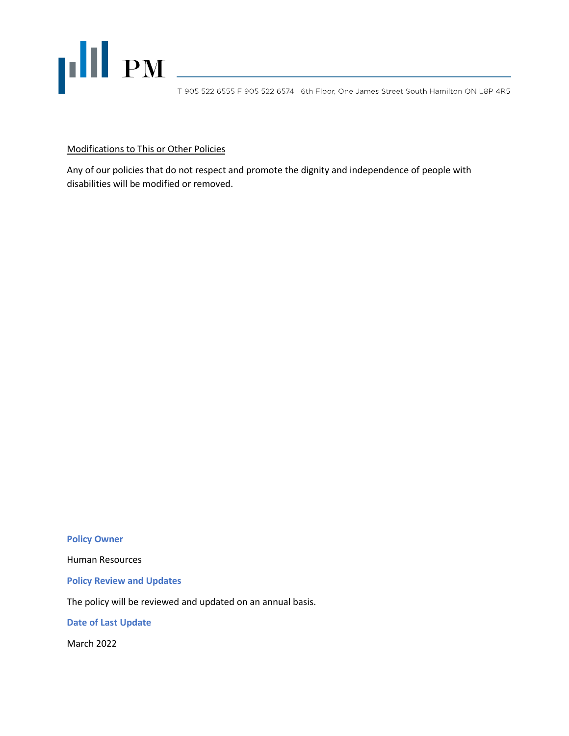Modifications to This or Other Policies

Any of our policies that do not respect and promote the dignity and independence of people with disabilities will be modified or removed.

**Policy Owner**

Human Resources

**Policy Review and Updates**

The policy will be reviewed and updated on an annual basis.

**Date of Last Update**

March 2022